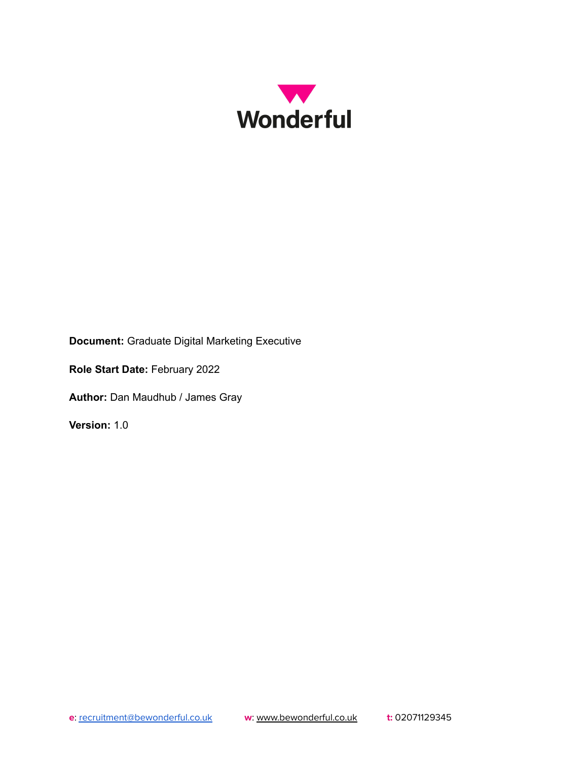# Wonderful

**Document:** Graduate Digital Marketing Executive

**Role Start Date:** February 2022

**Author:** Dan Maudhub / James Gray

**Version:** 1.0

**e**: recruitment@bewonderful.co.uk **w**: www.bewonderful.co.uk **t:** 02071129345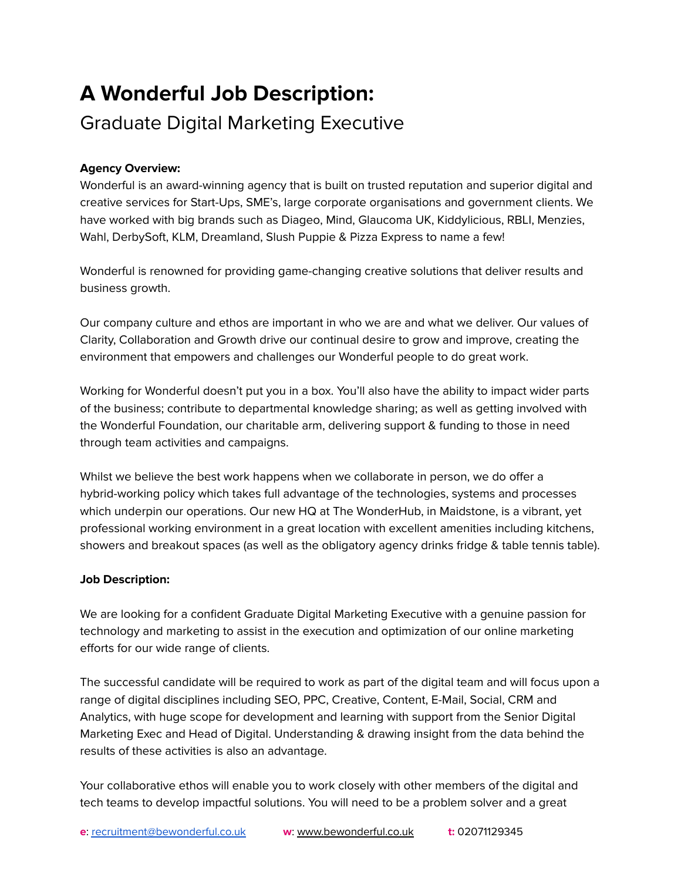# A Wonderful Job Description:

## Graduate Digital Marketing Executive

**Agency Overview:**

Wonderful is an award-winning agency that is built on trusted reputation and superior digital and creative services for Start-Ups, SME's, large corporate organisations and government clients. We have worked with big brands such as Diageo, Mind, Glaucoma UK, Kiddylicious, RBLI, Menzies, Wahl, DerbySoft, KLM, Dreamland, Slush Puppie & Pizza Express to name a few!

Wonderful is renowned for providing game-changing creative solutions that deliver results and business growth.

Our company culture and ethos are important in who we are and what we deliver. Our values of Clarity, Collaboration and Growth drive our continual desire to grow and improve, creating the environment that empowers and challenges our Wonderful people to do great work.

Working for Wonderful doesn't put you in a box. You'll also have the ability to impact wider parts of the business; contribute to departmental knowledge sharing; as well as getting involved with the Wonderful Foundation, our charitable arm, delivering support & funding to those in need through team activities and campaigns.

Whilst we believe the best work happens when we collaborate in person, we do offer a hybrid-working policy which takes full advantage of the technologies, systems and processes which underpin our operations. Our new HQ at The WonderHub, in Maidstone, is a vibrant, yet professional working environment in a great location with excellent amenities including kitchens, showers and breakout spaces (as well as the obligatory agency drinks fridge & table tennis table).

**Job Description:**

We are looking for a confident Graduate Digital Marketing Executive with a genuine passion for technology and marketing to assist in the execution and optimization of our online marketing efforts for our wide range of clients.

The successful candidate will be required to work as part of the digital team and will focus upon a range of digital disciplines including SEO, PPC, Creative, Content, E-Mail, Social, CRM and Analytics, with huge scope for development and learning with support from the Senior Digital Marketing Exec and Head of Digital. Understanding & drawing insight from the data behind the results of these activities is also an advantage.

Your collaborative ethos will enable you to work closely with other members of the digital and tech teams to develop impactful solutions. You will need to be a problem solver and a great

**e**: recruitment@bewonderful.co.uk **w**: www.bewonderful.co.uk **t:** 02071129345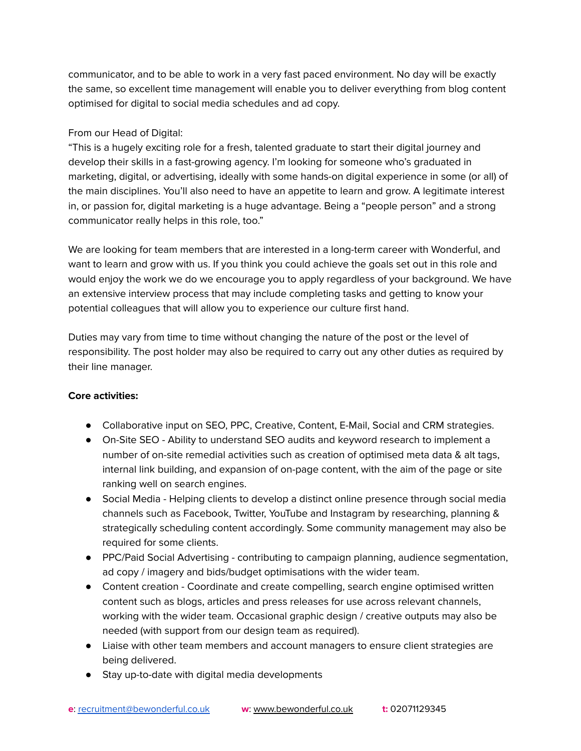communicator, and to be able to work in a very fast paced environment. No day will be exactly the same, so excellent time management will enable you to deliver everything from blog content optimised for digital to social media schedules and ad copy.

From our Head of Digital:
"This is a hugely exciting role for a fresh, talented graduate to start their digital journey and develop their skills in a fast-growing agency. I'm looking for someone who's graduated in marketing, digital, or advertising, ideally with some hands-on digital experience in some (or all) of the main disciplines. You'll also need to have an appetite to learn and grow. A legitimate interest in, or passion for, digital marketing is a huge advantage. Being a "people person" and a strong communicator really helps in this role, too."

We are looking for team members that are interested in a long-term career with Wonderful, and want to learn and grow with us. If you think you could achieve the goals set out in this role and would enjoy the work we do we encourage you to apply regardless of your background. We have an extensive interview process that may include completing tasks and getting to know your potential colleagues that will allow you to experience our culture first hand.

Duties may vary from time to time without changing the nature of the post or the level of responsibility. The post holder may also be required to carry out any other duties as required by their line manager.

**Core activities:**

- Collaborative input on SEO, PPC, Creative, Content, E-Mail, Social and CRM strategies.
- On-Site SEO - Ability to understand SEO audits and keyword research to implement a number of on-site remedial activities such as creation of optimised meta data & alt tags, internal link building, and expansion of on-page content, with the aim of the page or site ranking well on search engines.
- Social Media - Helping clients to develop a distinct online presence through social media channels such as Facebook, Twitter, YouTube and Instagram by researching, planning & strategically scheduling content accordingly. Some community management may also be required for some clients.
- PPC/Paid Social Advertising - contributing to campaign planning, audience segmentation, ad copy / imagery and bids/budget optimisations with the wider team.
- Content creation - Coordinate and create compelling, search engine optimised written content such as blogs, articles and press releases for use across relevant channels, working with the wider team. Occasional graphic design / creative outputs may also be needed (with support from our design team as required).
- Liaise with other team members and account managers to ensure client strategies are being delivered.
- Stay up-to-date with digital media developments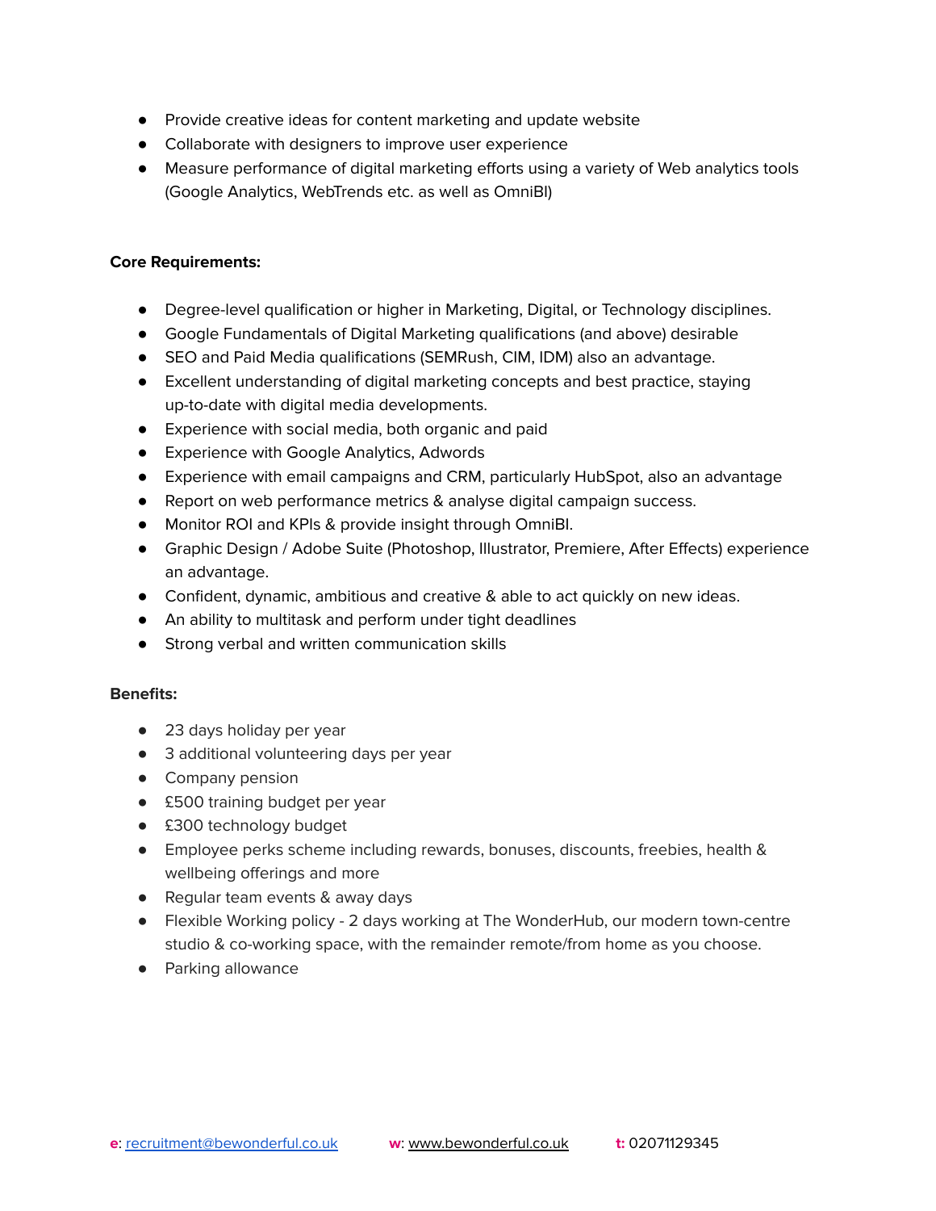- Provide creative ideas for content marketing and update website
- Collaborate with designers to improve user experience
- Measure performance of digital marketing efforts using a variety of Web analytics tools (Google Analytics, WebTrends etc. as well as OmniBI)

**Core Requirements:**

- Degree-level qualification or higher in Marketing, Digital, or Technology disciplines.
- Google Fundamentals of Digital Marketing qualifications (and above) desirable
- SEO and Paid Media qualifications (SEMRush, CIM, IDM) also an advantage.
- Excellent understanding of digital marketing concepts and best practice, staying up-to-date with digital media developments.
- Experience with social media, both organic and paid
- Experience with Google Analytics, Adwords
- Experience with email campaigns and CRM, particularly HubSpot, also an advantage
- Report on web performance metrics & analyse digital campaign success.
- Monitor ROI and KPIs & provide insight through OmniBI.
- Graphic Design / Adobe Suite (Photoshop, Illustrator, Premiere, After Effects) experience an advantage.
- Confident, dynamic, ambitious and creative & able to act quickly on new ideas.
- An ability to multitask and perform under tight deadlines
- Strong verbal and written communication skills

**Benefits:**

- 23 days holiday per year
- 3 additional volunteering days per year
- Company pension
- £500 training budget per year
- £300 technology budget
- Employee perks scheme including rewards, bonuses, discounts, freebies, health & wellbeing offerings and more
- Regular team events & away days
- Flexible Working policy - 2 days working at The WonderHub, our modern town-centre studio & co-working space, with the remainder remote/from home as you choose.
- Parking allowance

**e**: recruitment@bewonderful.co.uk **w**: www.bewonderful.co.uk **t:** 02071129345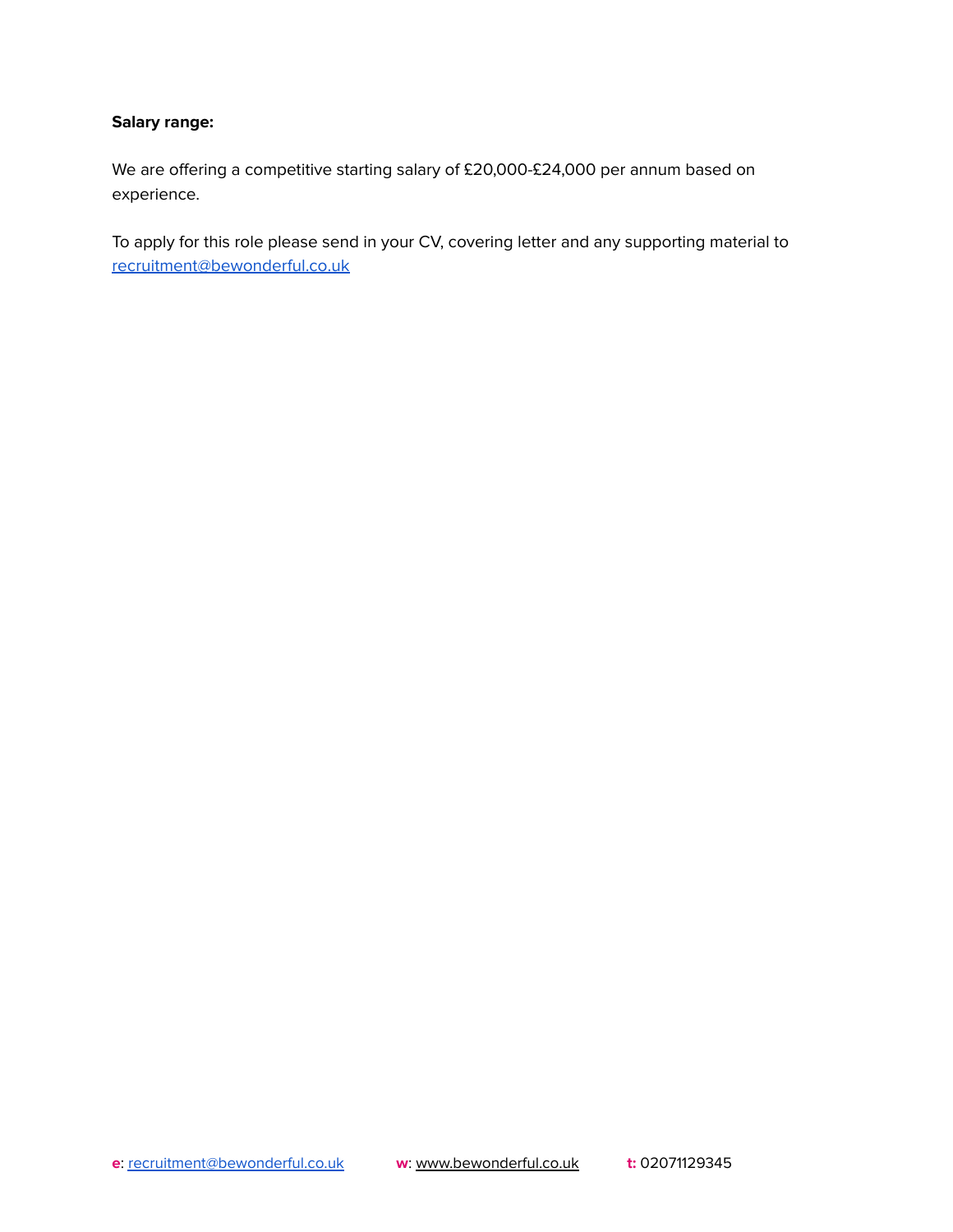**Salary range:**

We are offering a competitive starting salary of £20,000-£24,000 per annum based on experience.

To apply for this role please send in your CV, covering letter and any supporting material to recruitment@bewonderful.co.uk